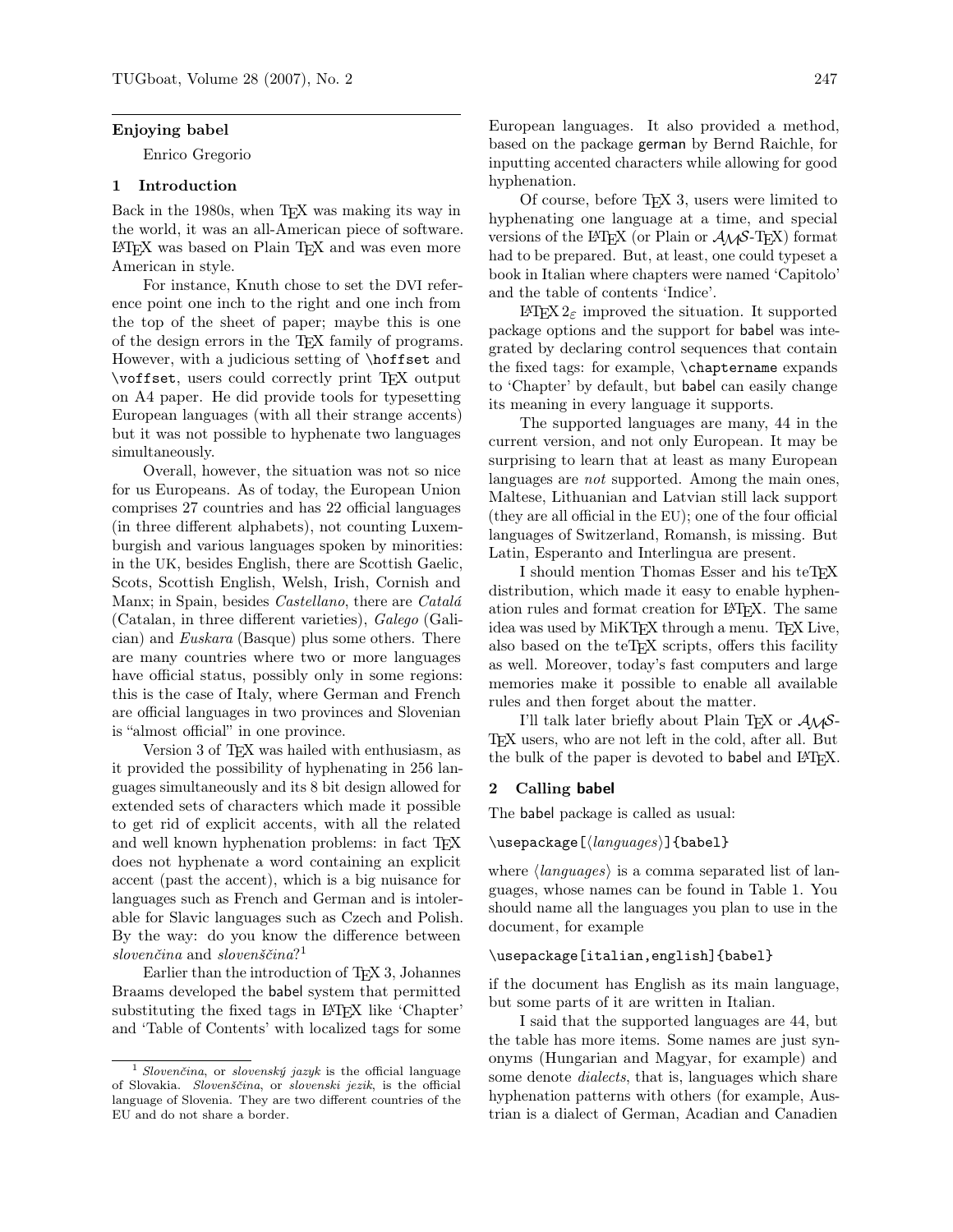## Enjoying babel

Enrico Gregorio

### 1 Introduction

Back in the 1980s, when TEX was making its way in the world, it was an all-American piece of software. LATEX was based on Plain TEX and was even more American in style.

For instance, Knuth chose to set the DVI reference point one inch to the right and one inch from the top of the sheet of paper; maybe this is one of the design errors in the TEX family of programs. However, with a judicious setting of `\hoffset` and `\voffset`, users could correctly print TEX output on A4 paper. He did provide tools for typesetting European languages (with all their strange accents) but it was not possible to hyphenate two languages simultaneously.

Overall, however, the situation was not so nice for us Europeans. As of today, the European Union comprises 27 countries and has 22 official languages (in three different alphabets), not counting Luxemburgish and various languages spoken by minorities: in the UK, besides English, there are Scottish Gaelic, Scots, Scottish English, Welsh, Irish, Cornish and Manx; in Spain, besides *Castellano*, there are *Catalá* (Catalan, in three different varieties), *Galego* (Galician) and *Euskara* (Basque) plus some others. There are many countries where two or more languages have official status, possibly only in some regions: this is the case of Italy, where German and French are official languages in two provinces and Slovenian is "almost official" in one province.

Version 3 of TEX was hailed with enthusiasm, as it provided the possibility of hyphenating in 256 languages simultaneously and its 8 bit design allowed for extended sets of characters which made it possible to get rid of explicit accents, with all the related and well known hyphenation problems: in fact TEX does not hyphenate a word containing an explicit accent (past the accent), which is a big nuisance for languages such as French and German and is intolerable for Slavic languages such as Czech and Polish. By the way: do you know the difference between *slovenčina* and *slovenščina*?[1]

Earlier than the introduction of TEX 3, Johannes Braams developed the babel system that permitted substituting the fixed tags in LATEX like 'Chapter' and 'Table of Contents' with localized tags for some European languages. It also provided a method, based on the package german by Bernd Raichle, for inputting accented characters while allowing for good hyphenation.

Of course, before TEX 3, users were limited to hyphenating one language at a time, and special versions of the LATEX (or Plain or AMS-TEX) format had to be prepared. But, at least, one could typeset a book in Italian where chapters were named 'Capitolo' and the table of contents 'Indice'.

LATEX $2_\varepsilon$ improved the situation. It supported package options and the support for babel was integrated by declaring control sequences that contain the fixed tags: for example, `\chaptername` expands to 'Chapter' by default, but babel can easily change its meaning in every language it supports.

The supported languages are many, 44 in the current version, and not only European. It may be surprising to learn that at least as many European languages are *not* supported. Among the main ones, Maltese, Lithuanian and Latvian still lack support (they are all official in the EU); one of the four official languages of Switzerland, Romansh, is missing. But Latin, Esperanto and Interlingua are present.

I should mention Thomas Esser and his teTEX distribution, which made it easy to enable hyphenation rules and format creation for LATEX. The same idea was used by MiKTEX through a menu. TEX Live, also based on the teTEX scripts, offers this facility as well. Moreover, today's fast computers and large memories make it possible to enable all available rules and then forget about the matter.

I'll talk later briefly about Plain TEX or AMS-TEX users, who are not left in the cold, after all. But the bulk of the paper is devoted to babel and LATEX.

### 2 Calling babel

The babel package is called as usual:

```
\usepackage[⟨languages⟩]{babel}
```

where ⟨*languages*⟩ is a comma separated list of languages, whose names can be found in Table 1. You should name all the languages you plan to use in the document, for example

```
\usepackage[italian,english]{babel}
```

if the document has English as its main language, but some parts of it are written in Italian.

I said that the supported languages are 44, but the table has more items. Some names are just synonyms (Hungarian and Magyar, for example) and some denote *dialects*, that is, languages which share hyphenation patterns with others (for example, Austrian is a dialect of German, Acadian and Canadien

[1] *Slovenčina*, or *slovenský jazyk* is the official language of Slovakia. *Slovenščina*, or *slovenski jezik*, is the official language of Slovenia. They are two different countries of the EU and do not share a border.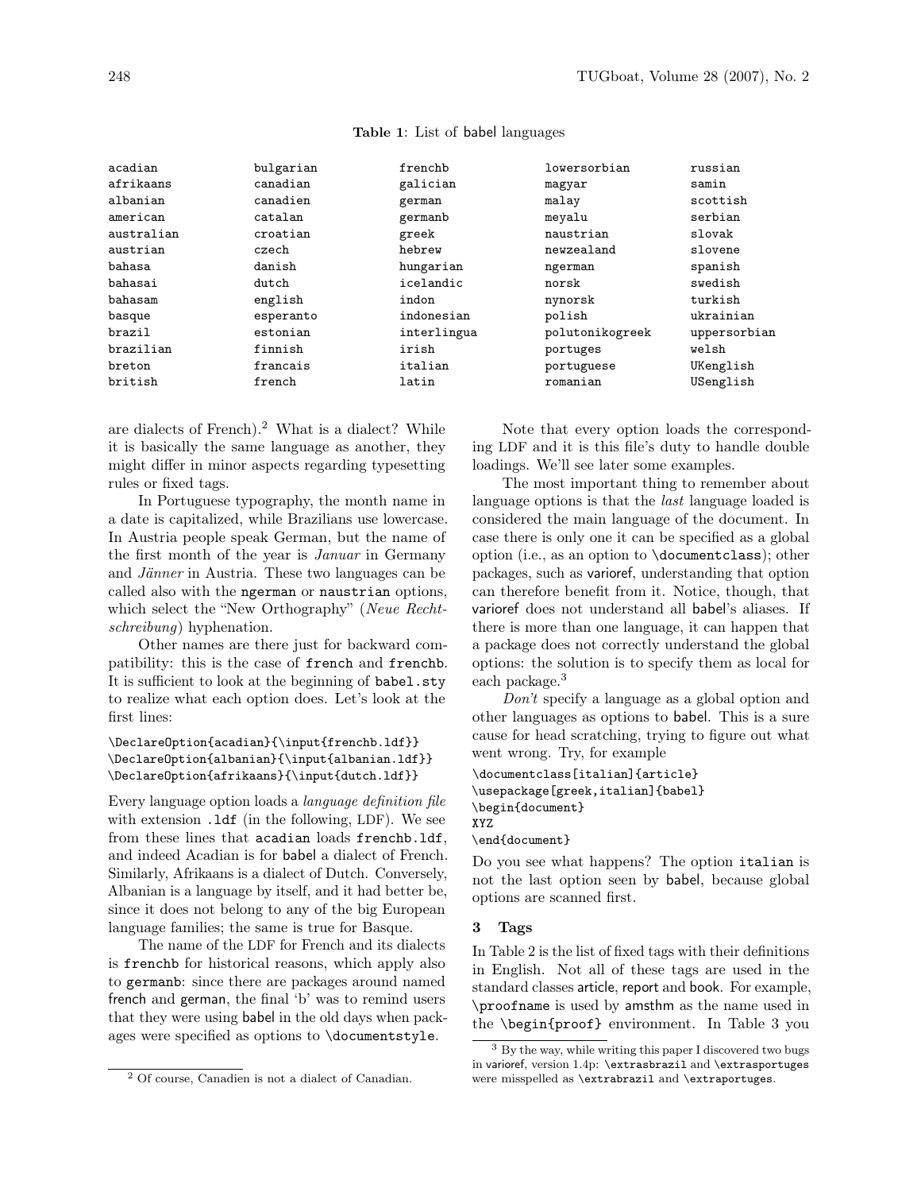**Table 1**: List of babel languages

| | | | | |
|---|---|---|---|---|
| acadian | bulgarian | frenchb | lowersorbian | russian |
| afrikaans | canadian | galician | magyar | samin |
| albanian | canadien | german | malay | scottish |
| american | catalan | germanb | meyalu | serbian |
| australian | croatian | greek | naustrian | slovak |
| austrian | czech | hebrew | newzealand | slovene |
| bahasa | danish | hungarian | ngerman | spanish |
| bahasai | dutch | icelandic | norsk | swedish |
| bahasam | english | indon | nynorsk | turkish |
| basque | esperanto | indonesian | polish | ukrainian |
| brazil | estonian | interlingua | polutonikogreek | uppersorbian |
| brazilian | finnish | irish | portuges | welsh |
| breton | francais | italian | portuguese | UKenglish |
| british | french | latin | romanian | USenglish |

are dialects of French).[2] What is a dialect? While it is basically the same language as another, they might differ in minor aspects regarding typesetting rules or fixed tags.

In Portuguese typography, the month name in a date is capitalized, while Brazilians use lowercase. In Austria people speak German, but the name of the first month of the year is *Januar* in Germany and *Jänner* in Austria. These two languages can be called also with the `ngerman` or `naustrian` options, which select the "New Orthography" (*Neue Rechtschreibung*) hyphenation.

Other names are there just for backward compatibility: this is the case of `french` and `frenchb`. It is sufficient to look at the beginning of `babel.sty` to realize what each option does. Let's look at the first lines:

```
\DeclareOption{acadian}{\input{frenchb.ldf}}
\DeclareOption{albanian}{\input{albanian.ldf}}
\DeclareOption{afrikaans}{\input{dutch.ldf}}
```

Every language option loads a *language definition file* with extension `.ldf` (in the following, LDF). We see from these lines that `acadian` loads `frenchb.ldf`, and indeed Acadian is for babel a dialect of French. Similarly, Afrikaans is a dialect of Dutch. Conversely, Albanian is a language by itself, and it had better be, since it does not belong to any of the big European language families; the same is true for Basque.

The name of the LDF for French and its dialects is `frenchb` for historical reasons, which apply also to `germanb`: since there are packages around named french and german, the final 'b' was to remind users that they were using babel in the old days when packages were specified as options to `\documentstyle`.

Note that every option loads the corresponding LDF and it is this file's duty to handle double loadings. We'll see later some examples.

The most important thing to remember about language options is that the *last* language loaded is considered the main language of the document. In case there is only one it can be specified as a global option (i.e., as an option to `\documentclass`); other packages, such as varioref, understanding that option can therefore benefit from it. Notice, though, that varioref does not understand all babel's aliases. If there is more than one language, it can happen that a package does not correctly understand the global options: the solution is to specify them as local for each package.[3]

*Don't* specify a language as a global option and other languages as options to babel. This is a sure cause for head scratching, trying to figure out what went wrong. Try, for example

```
\documentclass[italian]{article}
\usepackage[greek,italian]{babel}
\begin{document}
XYZ
\end{document}
```

Do you see what happens? The option `italian` is not the last option seen by babel, because global options are scanned first.

## 3 Tags

In Table 2 is the list of fixed tags with their definitions in English. Not all of these tags are used in the standard classes article, report and book. For example, `\proofname` is used by amsthm as the name used in the `\begin{proof}` environment. In Table 3 you

[2] Of course, Canadien is not a dialect of Canadian.

[3] By the way, while writing this paper I discovered two bugs in varioref, version 1.4p: `\extrasbrazil` and `\extrasportuges` were misspelled as `\extrabrazil` and `\extraportuges`.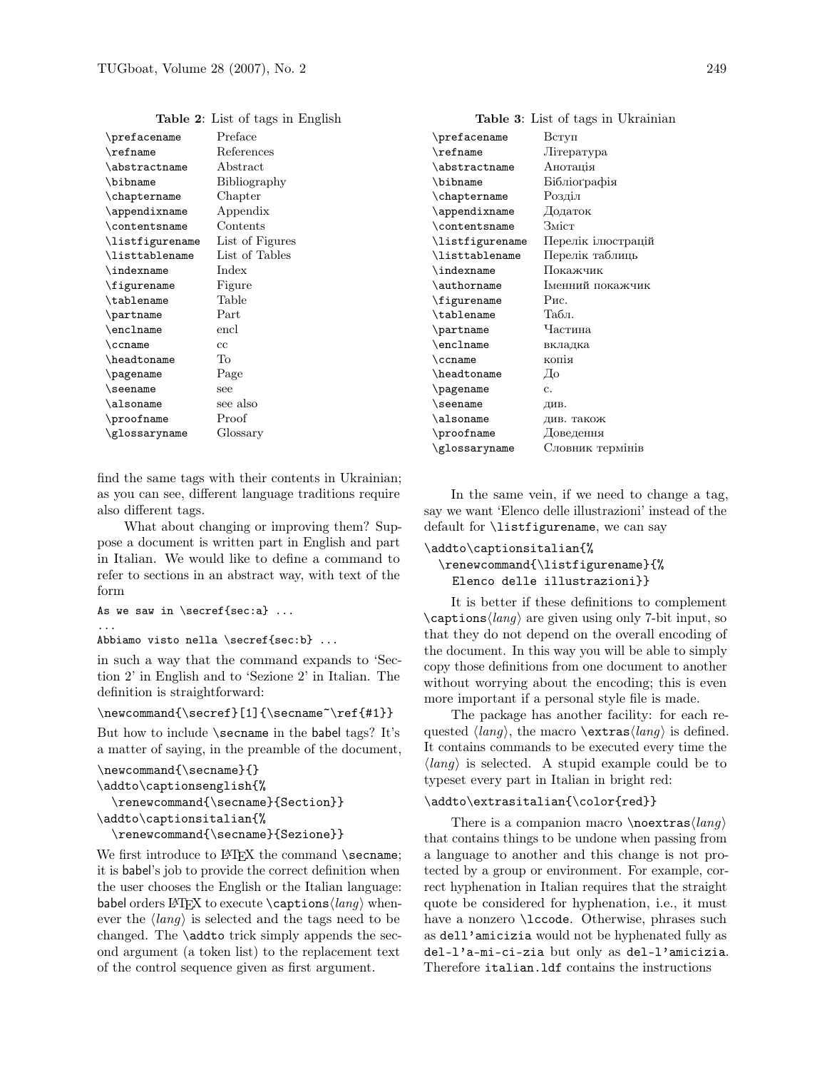**Table 2**: List of tags in English

| | |
|---|---|
| \prefacename | Preface |
| \refname | References |
| \abstractname | Abstract |
| \bibname | Bibliography |
| \chaptername | Chapter |
| \appendixname | Appendix |
| \contentsname | Contents |
| \listfigurename | List of Figures |
| \listtablename | List of Tables |
| \indexname | Index |
| \figurename | Figure |
| \tablename | Table |
| \partname | Part |
| \enclname | encl |
| \ccname | cc |
| \headtoname | To |
| \pagename | Page |
| \seename | see |
| \alsoname | see also |
| \proofname | Proof |
| \glossaryname | Glossary |

find the same tags with their contents in Ukrainian; as you can see, different language traditions require also different tags.

What about changing or improving them? Suppose a document is written part in English and part in Italian. We would like to define a command to refer to sections in an abstract way, with text of the form

```
As we saw in \secref{sec:a} ...
...
Abbiamo visto nella \secref{sec:b} ...
```

in such a way that the command expands to 'Section 2' in English and to 'Sezione 2' in Italian. The definition is straightforward:

```
\newcommand{\secref}[1]{\secname~\ref{#1}}
```

But how to include \secname in the babel tags? It's a matter of saying, in the preamble of the document,

```
\newcommand{\secname}{}
\addto\captionsenglish{%
  \renewcommand{\secname}{Section}}
\addto\captionsitalian{%
  \renewcommand{\secname}{Sezione}}
```

We first introduce to LaTeX the command \secname; it is babel's job to provide the correct definition when the user chooses the English or the Italian language: babel orders LaTeX to execute \captions⟨*lang*⟩ whenever the ⟨*lang*⟩ is selected and the tags need to be changed. The \addto trick simply appends the second argument (a token list) to the replacement text of the control sequence given as first argument.

**Table 3**: List of tags in Ukrainian

| | |
|---|---|
| \prefacename | Вступ |
| \refname | Література |
| \abstractname | Анотація |
| \bibname | Бібліографія |
| \chaptername | Розділ |
| \appendixname | Додаток |
| \contentsname | Зміст |
| \listfigurename | Перелік ілюстрацій |
| \listtablename | Перелік таблиць |
| \indexname | Покажчик |
| \authorname | Іменний покажчик |
| \figurename | Рис. |
| \tablename | Табл. |
| \partname | Частина |
| \enclname | вкладка |
| \ccname | копія |
| \headtoname | До |
| \pagename | с. |
| \seename | див. |
| \alsoname | див. також |
| \proofname | Доведення |
| \glossaryname | Словник термінів |

In the same vein, if we need to change a tag, say we want 'Elenco delle illustrazioni' instead of the default for \listfigurename, we can say

```
\addto\captionsitalian{%
  \renewcommand{\listfigurename}{%
    Elenco delle illustrazioni}}
```

It is better if these definitions to complement \captions⟨*lang*⟩ are given using only 7-bit input, so that they do not depend on the overall encoding of the document. In this way you will be able to simply copy those definitions from one document to another without worrying about the encoding; this is even more important if a personal style file is made.

The package has another facility: for each requested ⟨*lang*⟩, the macro \extras⟨*lang*⟩ is defined. It contains commands to be executed every time the ⟨*lang*⟩ is selected. A stupid example could be to typeset every part in Italian in bright red:

```
\addto\extrasitalian{\color{red}}
```

There is a companion macro \noextras⟨*lang*⟩ that contains things to be undone when passing from a language to another and this change is not protected by a group or environment. For example, correct hyphenation in Italian requires that the straight quote be considered for hyphenation, i.e., it must have a nonzero \lccode. Otherwise, phrases such as `dell'amicizia` would not be hyphenated fully as `del-l'a-mi-ci-zia` but only as `del-l'amicizia`. Therefore `italian.ldf` contains the instructions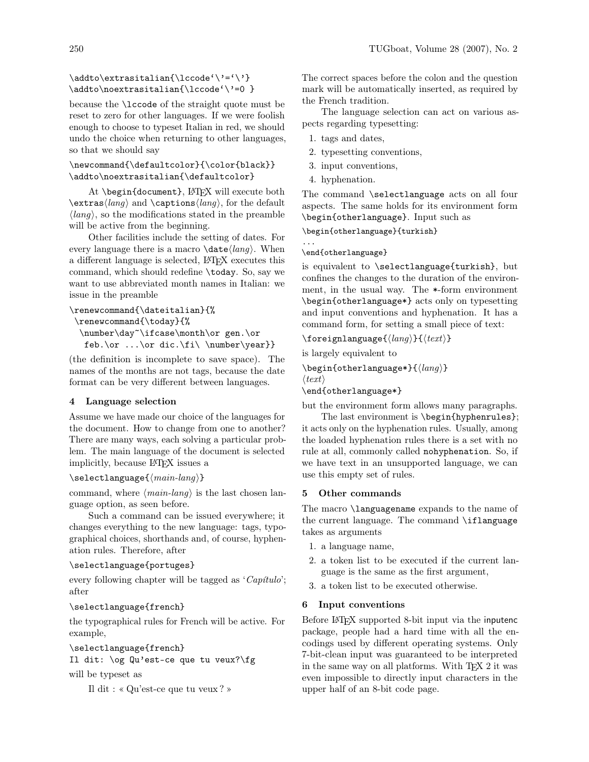```
\addto\extrasitalian{\lccode`\'=`\'}
\addto\noextrasitalian{\lccode`\'=0 }
```

because the `\lccode` of the straight quote must be reset to zero for other languages. If we were foolish enough to choose to typeset Italian in red, we should undo the choice when returning to other languages, so that we should say

```
\newcommand{\defaultcolor}{\color{black}}
\addto\noextrasitalian{\defaultcolor}
```

At `\begin{document}`, LaTeX will execute both `\extras`⟨*lang*⟩ and `\captions`⟨*lang*⟩, for the default ⟨*lang*⟩, so the modifications stated in the preamble will be active from the beginning.

Other facilities include the setting of dates. For every language there is a macro `\date`⟨*lang*⟩. When a different language is selected, LaTeX executes this command, which should redefine `\today`. So, say we want to use abbreviated month names in Italian: we issue in the preamble

```
\renewcommand{\dateitalian}{%
 \renewcommand{\today}{%
  \number\day~\ifcase\month\or gen.\or
   feb.\or ...\or dic.\fi\ \number\year}}
```

(the definition is incomplete to save space). The names of the months are not tags, because the date format can be very different between languages.

## 4 Language selection

Assume we have made our choice of the languages for the document. How to change from one to another? There are many ways, each solving a particular problem. The main language of the document is selected implicitly, because LaTeX issues a

`\selectlanguage{`⟨*main-lang*⟩`}`

command, where ⟨*main-lang*⟩ is the last chosen language option, as seen before.

Such a command can be issued everywhere; it changes everything to the new language: tags, typographical choices, shorthands and, of course, hyphenation rules. Therefore, after

```
\selectlanguage{portuges}
```

every following chapter will be tagged as '*Capítulo*'; after

```
\selectlanguage{french}
```

the typographical rules for French will be active. For example,

```
\selectlanguage{french}
Il dit: \og Qu'est-ce que tu veux?\fg
```

will be typeset as

Il dit : « Qu'est-ce que tu veux ? »

The correct spaces before the colon and the question mark will be automatically inserted, as required by the French tradition.

The language selection can act on various aspects regarding typesetting:

1. tags and dates,
2. typesetting conventions,
3. input conventions,
4. hyphenation.

The command `\selectlanguage` acts on all four aspects. The same holds for its environment form `\begin{otherlanguage}`. Input such as

```
\begin{otherlanguage}{turkish}
...
\end{otherlanguage}
```

is equivalent to `\selectlanguage{turkish}`, but confines the changes to the duration of the environment, in the usual way. The *-form environment `\begin{otherlanguage*}` acts only on typesetting and input conventions and hyphenation. It has a command form, for setting a small piece of text:

`\foreignlanguage{`⟨*lang*⟩`}{`⟨*text*⟩`}`

is largely equivalent to

`\begin{otherlanguage*}{`⟨*lang*⟩`}`
⟨*text*⟩
`\end{otherlanguage*}`

but the environment form allows many paragraphs.

The last environment is `\begin{hyphenrules}`; it acts only on the hyphenation rules. Usually, among the loaded hyphenation rules there is a set with no rule at all, commonly called `nohyphenation`. So, if we have text in an unsupported language, we can use this empty set of rules.

## 5 Other commands

The macro `\languagename` expands to the name of the current language. The command `\iflanguage` takes as arguments

1. a language name,
2. a token list to be executed if the current language is the same as the first argument,
3. a token list to be executed otherwise.

## 6 Input conventions

Before LaTeX supported 8-bit input via the inputenc package, people had a hard time with all the encodings used by different operating systems. Only 7-bit-clean input was guaranteed to be interpreted in the same way on all platforms. With TeX 2 it was even impossible to directly input characters in the upper half of an 8-bit code page.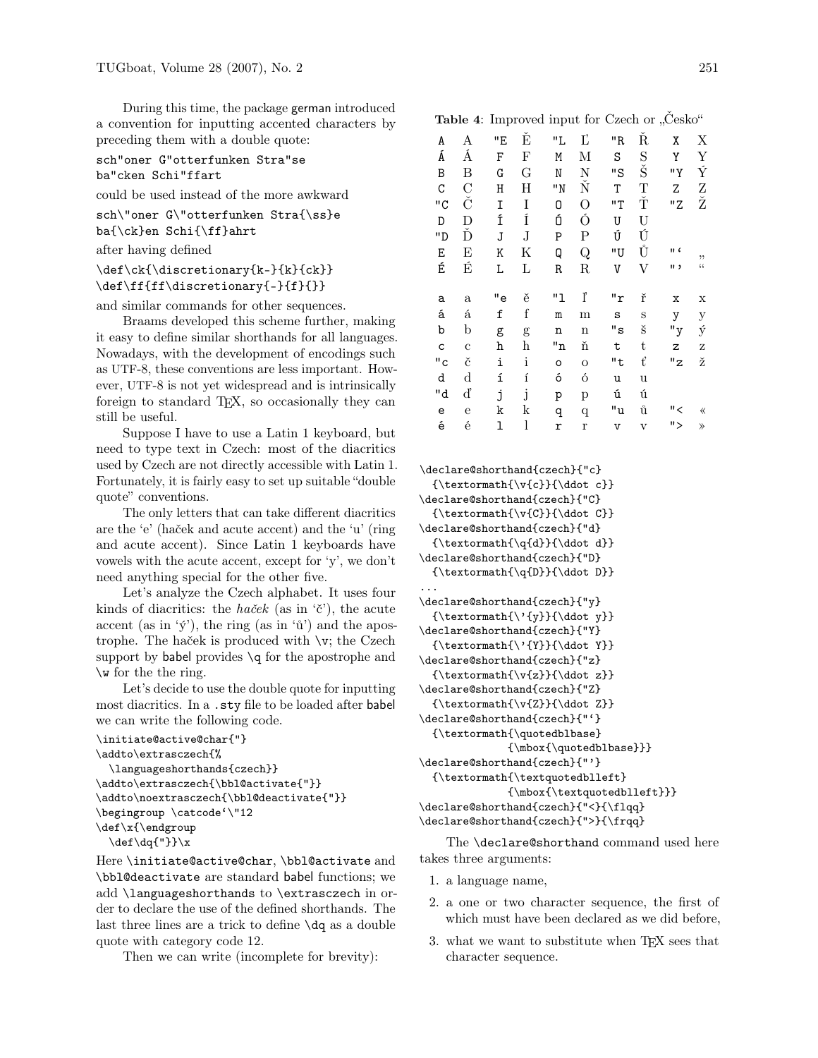During this time, the package german introduced a convention for inputting accented characters by preceding them with a double quote:

```
sch"oner G"otterfunken Stra"se
ba"cken Schi"ffart
```

could be used instead of the more awkward

```
sch\"oner G\"otterfunken Stra{\ss}e
ba{\ck}en Schi{\ff}ahrt
```

after having defined

```
\def\ck{\discretionary{k-}{k}{ck}}
\def\ff{ff\discretionary{-}{f}{}}
```

and similar commands for other sequences.

Braams developed this scheme further, making it easy to define similar shorthands for all languages. Nowadays, with the development of encodings such as UTF-8, these conventions are less important. However, UTF-8 is not yet widespread and is intrinsically foreign to standard TeX, so occasionally they can still be useful.

Suppose I have to use a Latin 1 keyboard, but need to type text in Czech: most of the diacritics used by Czech are not directly accessible with Latin 1. Fortunately, it is fairly easy to set up suitable "double quote" conventions.

The only letters that can take different diacritics are the 'e' (haček and acute accent) and the 'u' (ring and acute accent). Since Latin 1 keyboards have vowels with the acute accent, except for 'y', we don't need anything special for the other five.

Let's analyze the Czech alphabet. It uses four kinds of diacritics: the *haček* (as in 'č'), the acute accent (as in 'ý'), the ring (as in 'ů') and the apostrophe. The haček is produced with `\v`; the Czech support by babel provides `\q` for the apostrophe and `\w` for the the ring.

Let's decide to use the double quote for inputting most diacritics. In a .sty file to be loaded after babel we can write the following code.

```
\initiate@active@char{"}
\addto\extrasczech{%
  \languageshorthands{czech}}
\addto\extrasczech{\bbl@activate{"}}
\addto\noextrasczech{\bbl@deactivate{"}}
\begingroup \catcode`\"12
\def\x{\endgroup
  \def\dq{"}}\x
```

Here `\initiate@active@char`, `\bbl@activate` and `\bbl@deactivate` are standard babel functions; we add `\languageshorthands` to `\extrasczech` in order to declare the use of the defined shorthands. The last three lines are a trick to define `\dq` as a double quote with category code 12.

Then we can write (incomplete for brevity):

**Table 4**: Improved input for Czech or „Česko"

| | | | | | | | | | | | |
|---|---|---|---|---|---|---|---|---|---|---|---|
| A | A | "E | Ě | "L | Ľ | "R | Ř | X | X | | |
| Á | Á | F | F | M | M | S | S | Y | Y | | |
| B | B | G | G | N | N | "S | Š | "Y | Ý | | |
| C | C | H | H | "N | Ň | T | T | Z | Z | | |
| "C | Č | I | I | O | O | "T | Ť | "Z | Ž | | |
| D | D | Í | Í | Ó | Ó | U | U | | | | |
| "D | Ď | J | J | P | P | Ú | Ú | | | | |
| E | E | K | K | Q | Q | "U | Ů | "` | „ | | |
| É | É | L | L | R | R | V | V | "' | " | | |
| a | a | "e | ě | "l | ľ | "r | ř | x | x | | |
| á | á | f | f | m | m | s | s | y | y | | |
| b | b | g | g | n | n | "s | š | "y | ý | | |
| c | c | h | h | "n | ň | t | t | z | z | | |
| "c | č | i | i | o | o | "t | ť | "z | ž | | |
| d | d | í | í | ó | ó | u | u | | | | |
| "d | ď | j | j | p | p | ú | ú | | | | |
| e | e | k | k | q | q | "u | ů | "< | « | | |
| é | é | l | l | r | r | v | v | "> | » | | |

```
\declare@shorthand{czech}{"c}
  {\textormath{\v{c}}{\ddot c}}
\declare@shorthand{czech}{"C}
  {\textormath{\v{C}}{\ddot C}}
\declare@shorthand{czech}{"d}
  {\textormath{\q{d}}{\ddot d}}
\declare@shorthand{czech}{"D}
  {\textormath{\q{D}}{\ddot D}}
...
\declare@shorthand{czech}{"y}
  {\textormath{\'{y}}{\ddot y}}
\declare@shorthand{czech}{"Y}
  {\textormath{\'{Y}}{\ddot Y}}
\declare@shorthand{czech}{"z}
  {\textormath{\v{z}}{\ddot z}}
\declare@shorthand{czech}{"Z}
  {\textormath{\v{Z}}{\ddot Z}}
\declare@shorthand{czech}{"`}
  {\textormath{\quotedblbase}
            {\mbox{\quotedblbase}}}
\declare@shorthand{czech}{"'}
  {\textormath{\textquotedblleft}
            {\mbox{\textquotedblleft}}}
\declare@shorthand{czech}{"<}{\flqq}
\declare@shorthand{czech}{">}{\frqq}
```

The `\declare@shorthand` command used here takes three arguments:

1. a language name,
2. a one or two character sequence, the first of which must have been declared as we did before,
3. what we want to substitute when TeX sees that character sequence.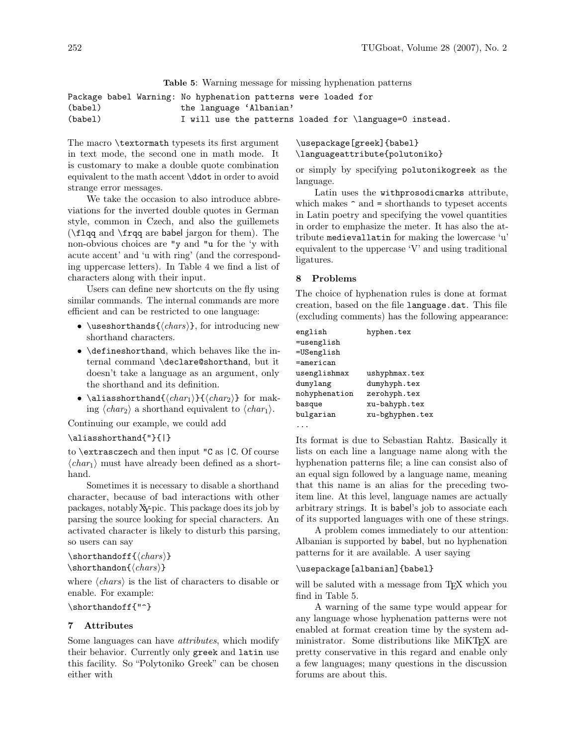**Table 5**: Warning message for missing hyphenation patterns

```
Package babel Warning: No hyphenation patterns were loaded for
(babel)                the language 'Albanian'
(babel)                I will use the patterns loaded for \language=0 instead.
```

The macro `\textormath` typesets its first argument in text mode, the second one in math mode. It is customary to make a double quote combination equivalent to the math accent `\ddot` in order to avoid strange error messages.

We take the occasion to also introduce abbreviations for the inverted double quotes in German style, common in Czech, and also the guillemets (`\flqq` and `\frqq` are babel jargon for them). The non-obvious choices are `"y` and `"u` for the 'y with acute accent' and 'u with ring' (and the corresponding uppercase letters). In Table 4 we find a list of characters along with their input.

Users can define new shortcuts on the fly using similar commands. The internal commands are more efficient and can be restricted to one language:

- `\useshorthands{⟨chars⟩}`, for introducing new shorthand characters.
- `\defineshorthand`, which behaves like the internal command `\declare@shorthand`, but it doesn't take a language as an argument, only the shorthand and its definition.
- `\aliasshorthand{⟨char1⟩}{⟨char2⟩}` for making ⟨char2⟩ a shorthand equivalent to ⟨char1⟩.

Continuing our example, we could add

```
\aliasshorthand{"}{|}
```

to `\extrasczech` and then input `"C` as `|C`. Of course ⟨char1⟩ must have already been defined as a shorthand.

Sometimes it is necessary to disable a shorthand character, because of bad interactions with other packages, notably XY-pic. This package does its job by parsing the source looking for special characters. An activated character is likely to disturb this parsing, so users can say

```
\shorthandoff{⟨chars⟩}
\shorthandon{⟨chars⟩}
```

where ⟨chars⟩ is the list of characters to disable or enable. For example:

```
\shorthandoff{"^}
```

## 7 Attributes

Some languages can have *attributes*, which modify their behavior. Currently only `greek` and `latin` use this facility. So "Polytoniko Greek" can be chosen either with

```
\usepackage[greek]{babel}
\languageattribute{polutoniko}
```

or simply by specifying `polutonikogreek` as the language.

Latin uses the `withprosodicmarks` attribute, which makes `^` and `=` shorthands to typeset accents in Latin poetry and specifying the vowel quantities in order to emphasize the meter. It has also the attribute `medievallatin` for making the lowercase 'u' equivalent to the uppercase 'V' and using traditional ligatures.

## 8 Problems

The choice of hyphenation rules is done at format creation, based on the file `language.dat`. This file (excluding comments) has the following appearance:

```
english        hyphen.tex
=usenglish
=USenglish
=american
usenglishmax   ushyphmax.tex
dumylang       dumyhyph.tex
nohyphenation  zerohyph.tex
basque         xu-bahyph.tex
bulgarian      xu-bghyphen.tex
...
```

Its format is due to Sebastian Rahtz. Basically it lists on each line a language name along with the hyphenation patterns file; a line can consist also of an equal sign followed by a language name, meaning that this name is an alias for the preceding two-item line. At this level, language names are actually arbitrary strings. It is babel's job to associate each of its supported languages with one of these strings.

A problem comes immediately to our attention: Albanian is supported by babel, but no hyphenation patterns for it are available. A user saying

```
\usepackage[albanian]{babel}
```

will be saluted with a message from TeX which you find in Table 5.

A warning of the same type would appear for any language whose hyphenation patterns were not enabled at format creation time by the system administrator. Some distributions like MiKTeX are pretty conservative in this regard and enable only a few languages; many questions in the discussion forums are about this.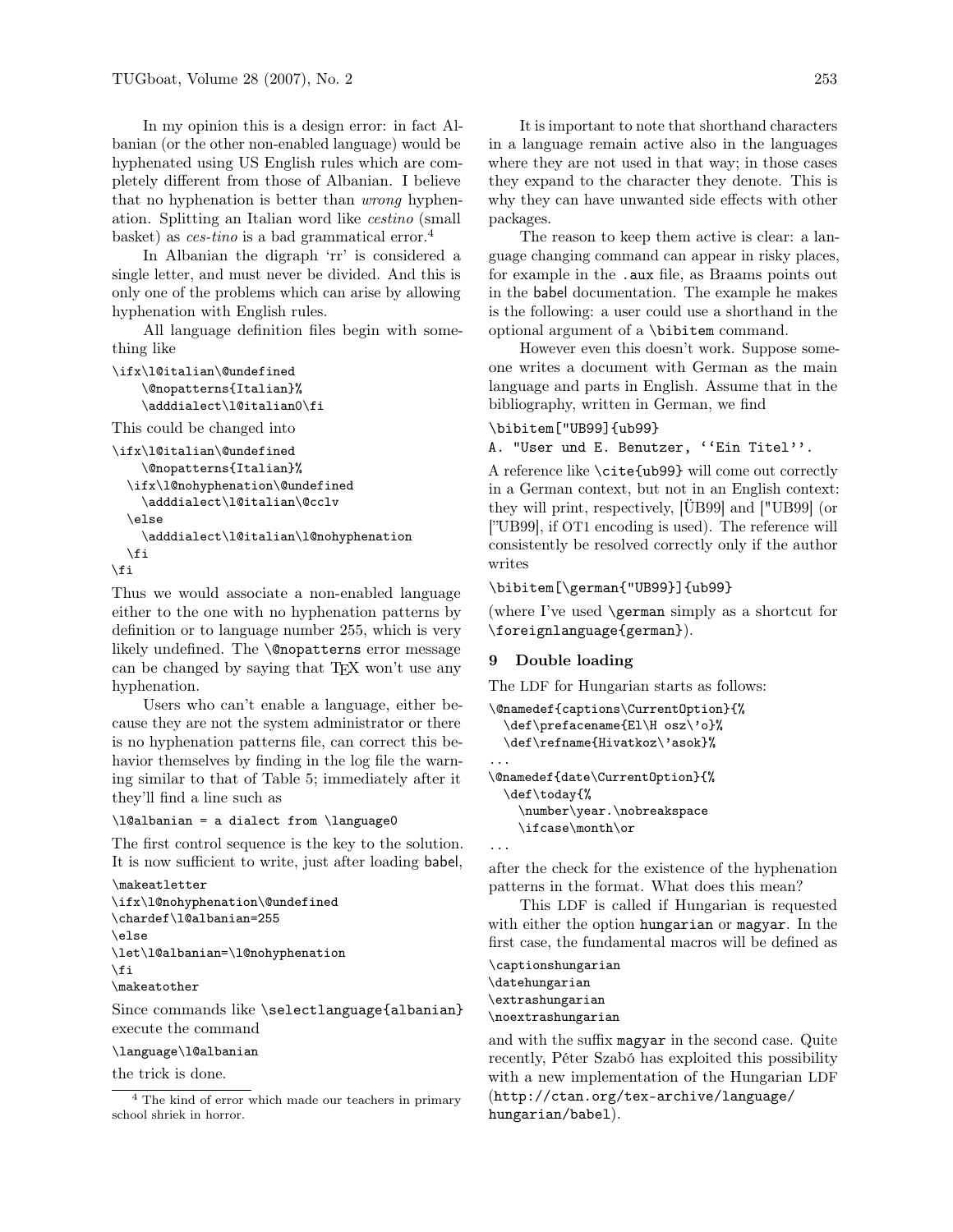In my opinion this is a design error: in fact Albanian (or the other non-enabled language) would be hyphenated using US English rules which are completely different from those of Albanian. I believe that no hyphenation is better than *wrong* hyphenation. Splitting an Italian word like *cestino* (small basket) as *ces-tino* is a bad grammatical error.[4]

In Albanian the digraph 'rr' is considered a single letter, and must never be divided. And this is only one of the problems which can arise by allowing hyphenation with English rules.

All language definition files begin with something like

```
\ifx\l@italian\@undefined
    \@nopatterns{Italian}%
    \adddialect\l@italian0\fi
```

This could be changed into

```
\ifx\l@italian\@undefined
    \@nopatterns{Italian}%
  \ifx\l@nohyphenation\@undefined
    \adddialect\l@italian\@cclv
  \else
    \adddialect\l@italian\l@nohyphenation
  \fi
\fi
```

Thus we would associate a non-enabled language either to the one with no hyphenation patterns by definition or to language number 255, which is very likely undefined. The `\@nopatterns` error message can be changed by saying that TEX won't use any hyphenation.

Users who can't enable a language, either because they are not the system administrator or there is no hyphenation patterns file, can correct this behavior themselves by finding in the log file the warning similar to that of Table 5; immediately after it they'll find a line such as

```
\l@albanian = a dialect from \language0
```

The first control sequence is the key to the solution. It is now sufficient to write, just after loading babel,

```
\makeatletter
\ifx\l@nohyphenation\@undefined
\chardef\l@albanian=255
\else
\let\l@albanian=\l@nohyphenation
\fi
\makeatother
```

Since commands like `\selectlanguage{albanian}` execute the command

```
\language\l@albanian
```

the trick is done.

[4] The kind of error which made our teachers in primary school shriek in horror.

It is important to note that shorthand characters in a language remain active also in the languages where they are not used in that way; in those cases they expand to the character they denote. This is why they can have unwanted side effects with other packages.

The reason to keep them active is clear: a language changing command can appear in risky places, for example in the `.aux` file, as Braams points out in the babel documentation. The example he makes is the following: a user could use a shorthand in the optional argument of a `\bibitem` command.

However even this doesn't work. Suppose someone writes a document with German as the main language and parts in English. Assume that in the bibliography, written in German, we find

```
\bibitem["UB99]{ub99}
A. "User und E. Benutzer, ``Ein Titel''.
```

A reference like `\cite{ub99}` will come out correctly in a German context, but not in an English context: they will print, respectively, [ÜB99] and ["UB99] (or [”UB99], if OT1 encoding is used). The reference will consistently be resolved correctly only if the author writes

```
\bibitem[\german{"UB99}]{ub99}
```

(where I've used `\german` simply as a shortcut for `\foreignlanguage{german}`).

## 9 Double loading

The LDF for Hungarian starts as follows:

```
\@namedef{captions\CurrentOption}{%
  \def\prefacename{El\H osz\'o}%
  \def\refname{Hivatkoz\'asok}%
...
\@namedef{date\CurrentOption}{%
  \def\today{%
    \number\year.\nobreakspace
    \ifcase\month\or
...
```

after the check for the existence of the hyphenation patterns in the format. What does this mean?

This LDF is called if Hungarian is requested with either the option `hungarian` or `magyar`. In the first case, the fundamental macros will be defined as

```
\captionshungarian
\datehungarian
\extrashungarian
\noextrashungarian
```

and with the suffix `magyar` in the second case. Quite recently, Péter Szabó has exploited this possibility with a new implementation of the Hungarian LDF (`http://ctan.org/tex-archive/language/hungarian/babel`).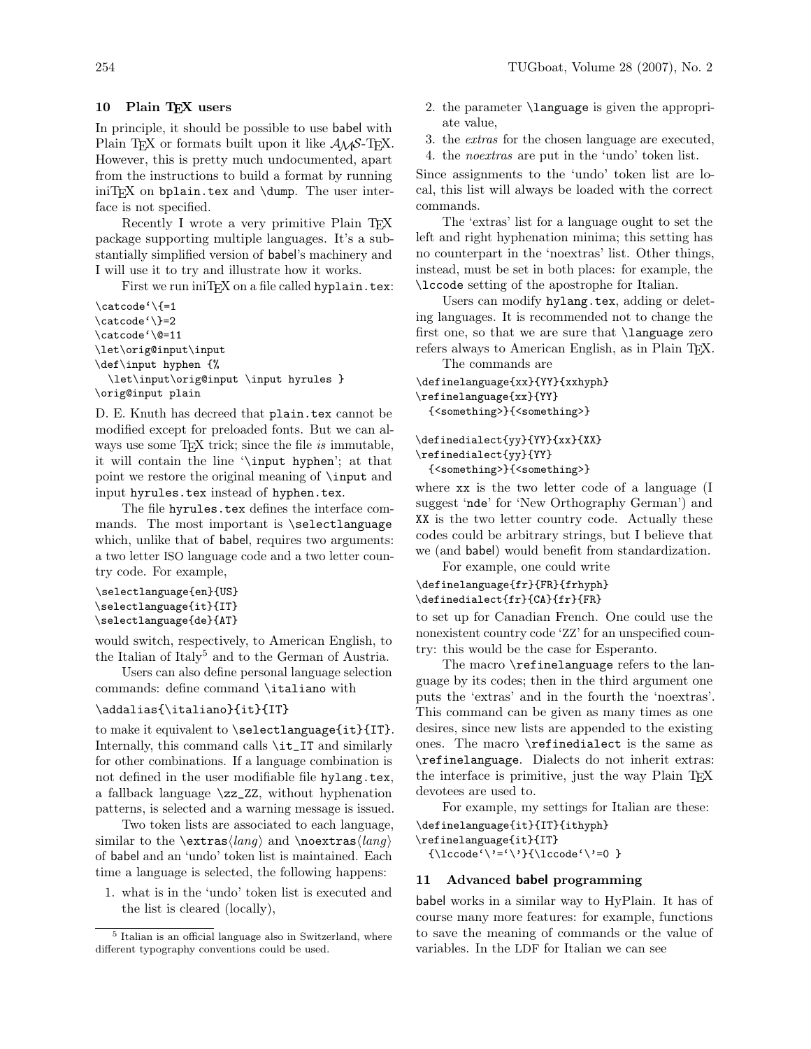## 10 Plain TEX users

In principle, it should be possible to use babel with Plain TEX or formats built upon it like AMS-TEX. However, this is pretty much undocumented, apart from the instructions to build a format by running iniTEX on bplain.tex and \dump. The user interface is not specified.

Recently I wrote a very primitive Plain TEX package supporting multiple languages. It's a substantially simplified version of babel's machinery and I will use it to try and illustrate how it works.

First we run iniTEX on a file called hyplain.tex:

```
\catcode`\{=1
\catcode`\}=2
\catcode`\@=11
\let\orig@input\input
\def\input hyphen {%
  \let\input\orig@input \input hyrules }
\orig@input plain
```

D. E. Knuth has decreed that plain.tex cannot be modified except for preloaded fonts. But we can always use some TEX trick; since the file *is* immutable, it will contain the line '\input hyphen'; at that point we restore the original meaning of \input and input hyrules.tex instead of hyphen.tex.

The file hyrules.tex defines the interface commands. The most important is \selectlanguage which, unlike that of babel, requires two arguments: a two letter ISO language code and a two letter country code. For example,

```
\selectlanguage{en}{US}
\selectlanguage{it}{IT}
\selectlanguage{de}{AT}
```

would switch, respectively, to American English, to the Italian of Italy[5] and to the German of Austria.

Users can also define personal language selection commands: define command \italiano with

```
\addalias{\italiano}{it}{IT}
```

to make it equivalent to \selectlanguage{it}{IT}. Internally, this command calls \it_IT and similarly for other combinations. If a language combination is not defined in the user modifiable file hylang.tex, a fallback language \zz_ZZ, without hyphenation patterns, is selected and a warning message is issued.

Two token lists are associated to each language, similar to the \extras⟨*lang*⟩ and \noextras⟨*lang*⟩ of babel and an 'undo' token list is maintained. Each time a language is selected, the following happens:

1. what is in the 'undo' token list is executed and the list is cleared (locally),
2. the parameter \language is given the appropriate value,
3. the *extras* for the chosen language are executed,
4. the *noextras* are put in the 'undo' token list.

Since assignments to the 'undo' token list are local, this list will always be loaded with the correct commands.

The 'extras' list for a language ought to set the left and right hyphenation minima; this setting has no counterpart in the 'noextras' list. Other things, instead, must be set in both places: for example, the \lccode setting of the apostrophe for Italian.

Users can modify hylang.tex, adding or deleting languages. It is recommended not to change the first one, so that we are sure that \language zero refers always to American English, as in Plain TEX.

The commands are

```
\definelanguage{xx}{YY}{xxhyph}
\refinelanguage{xx}{YY}
  {<something>}{<something>}

\definedialect{yy}{YY}{xx}{XX}
\refinedialect{yy}{YY}
  {<something>}{<something>}
```

where xx is the two letter code of a language (I suggest 'nde' for 'New Orthography German') and XX is the two letter country code. Actually these codes could be arbitrary strings, but I believe that we (and babel) would benefit from standardization.

For example, one could write

```
\definelanguage{fr}{FR}{frhyph}
\definedialect{fr}{CA}{fr}{FR}
```

to set up for Canadian French. One could use the nonexistent country code 'ZZ' for an unspecified country: this would be the case for Esperanto.

The macro \refinelanguage refers to the language by its codes; then in the third argument one puts the 'extras' and in the fourth the 'noextras'. This command can be given as many times as one desires, since new lists are appended to the existing ones. The macro \refinedialect is the same as \refinelanguage. Dialects do not inherit extras: the interface is primitive, just the way Plain TEX devotees are used to.

For example, my settings for Italian are these:

```
\definelanguage{it}{IT}{ithyph}
\refinelanguage{it}{IT}
  {\lccode`\'=`\'}{\lccode`\'=0 }
```

## 11 Advanced babel programming

babel works in a similar way to HyPlain. It has of course many more features: for example, functions to save the meaning of commands or the value of variables. In the LDF for Italian we can see

[5] Italian is an official language also in Switzerland, where different typography conventions could be used.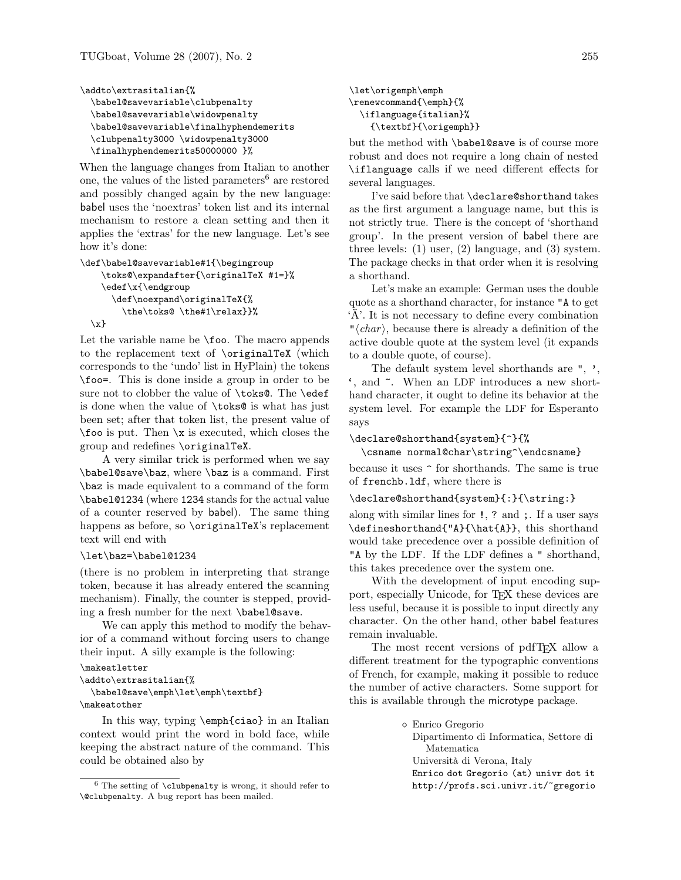```
\addto\extrasitalian{%
  \babel@savevariable\clubpenalty
  \babel@savevariable\widowpenalty
  \babel@savevariable\finalhyphendemerits
  \clubpenalty3000 \widowpenalty3000
  \finalhyphendemerits50000000 }%
```

When the language changes from Italian to another one, the values of the listed parameters[6] are restored and possibly changed again by the new language: babel uses the 'noextras' token list and its internal mechanism to restore a clean setting and then it applies the 'extras' for the new language. Let's see how it's done:

```
\def\babel@savevariable#1{\begingroup
    \toks@\expandafter{\originalTeX #1=}%
    \edef\x{\endgroup
      \def\noexpand\originalTeX{%
        \the\toks@ \the#1\relax}}%
  \x}
```

Let the variable name be `\foo`. The macro appends to the replacement text of `\originalTeX` (which corresponds to the 'undo' list in HyPlain) the tokens `\foo=`. This is done inside a group in order to be sure not to clobber the value of `\toks@`. The `\edef` is done when the value of `\toks@` is what has just been set; after that token list, the present value of `\foo` is put. Then `\x` is executed, which closes the group and redefines `\originalTeX`.

A very similar trick is performed when we say `\babel@save\baz`, where `\baz` is a command. First `\baz` is made equivalent to a command of the form `\babel@1234` (where `1234` stands for the actual value of a counter reserved by babel). The same thing happens as before, so `\originalTeX`'s replacement text will end with

```
\let\baz=\babel@1234
```

(there is no problem in interpreting that strange token, because it has already entered the scanning mechanism). Finally, the counter is stepped, providing a fresh number for the next `\babel@save`.

We can apply this method to modify the behavior of a command without forcing users to change their input. A silly example is the following:

```
\makeatletter
\addto\extrasitalian{%
  \babel@save\emph\let\emph\textbf}
\makeatother
```

In this way, typing `\emph{ciao}` in an Italian context would print the word in bold face, while keeping the abstract nature of the command. This could be obtained also by

```
\let\origemph\emph
\renewcommand{\emph}{%
  \iflanguage{italian}%
    {\textbf}{\origemph}}
```

but the method with `\babel@save` is of course more robust and does not require a long chain of nested `\iflanguage` calls if we need different effects for several languages.

I've said before that `\declare@shorthand` takes as the first argument a language name, but this is not strictly true. There is the concept of 'shorthand group'. In the present version of babel there are three levels: (1) user, (2) language, and (3) system. The package checks in that order when it is resolving a shorthand.

Let's make an example: German uses the double quote as a shorthand character, for instance `"A` to get 'Ä'. It is not necessary to define every combination `"`⟨*char*⟩, because there is already a definition of the active double quote at the system level (it expands to a double quote, of course).

The default system level shorthands are `"`, `'`, `` ` ``, and `~`. When an LDF introduces a new shorthand character, it ought to define its behavior at the system level. For example the LDF for Esperanto says

```
\declare@shorthand{system}{^}{%
  \csname normal@char\string^\endcsname}
```

because it uses `^` for shorthands. The same is true of `frenchb.ldf`, where there is

```
\declare@shorthand{system}{:}{\string:}
```

along with similar lines for `!`, `?` and `;`. If a user says `\defineshorthand{"A}{\hat{A}}`, this shorthand would take precedence over a possible definition of `"A` by the LDF. If the LDF defines a `"` shorthand, this takes precedence over the system one.

With the development of input encoding support, especially Unicode, for TeX these devices are less useful, because it is possible to input directly any character. On the other hand, other babel features remain invaluable.

The most recent versions of pdfTeX allow a different treatment for the typographic conventions of French, for example, making it possible to reduce the number of active characters. Some support for this is available through the microtype package.

◇ Enrico Gregorio
Dipartimento di Informatica, Settore di Matematica
Università di Verona, Italy
`Enrico dot Gregorio (at) univr dot it`
`http://profs.sci.univr.it/~gregorio`

---

[6] The setting of `\clubpenalty` is wrong, it should refer to `\@clubpenalty`. A bug report has been mailed.